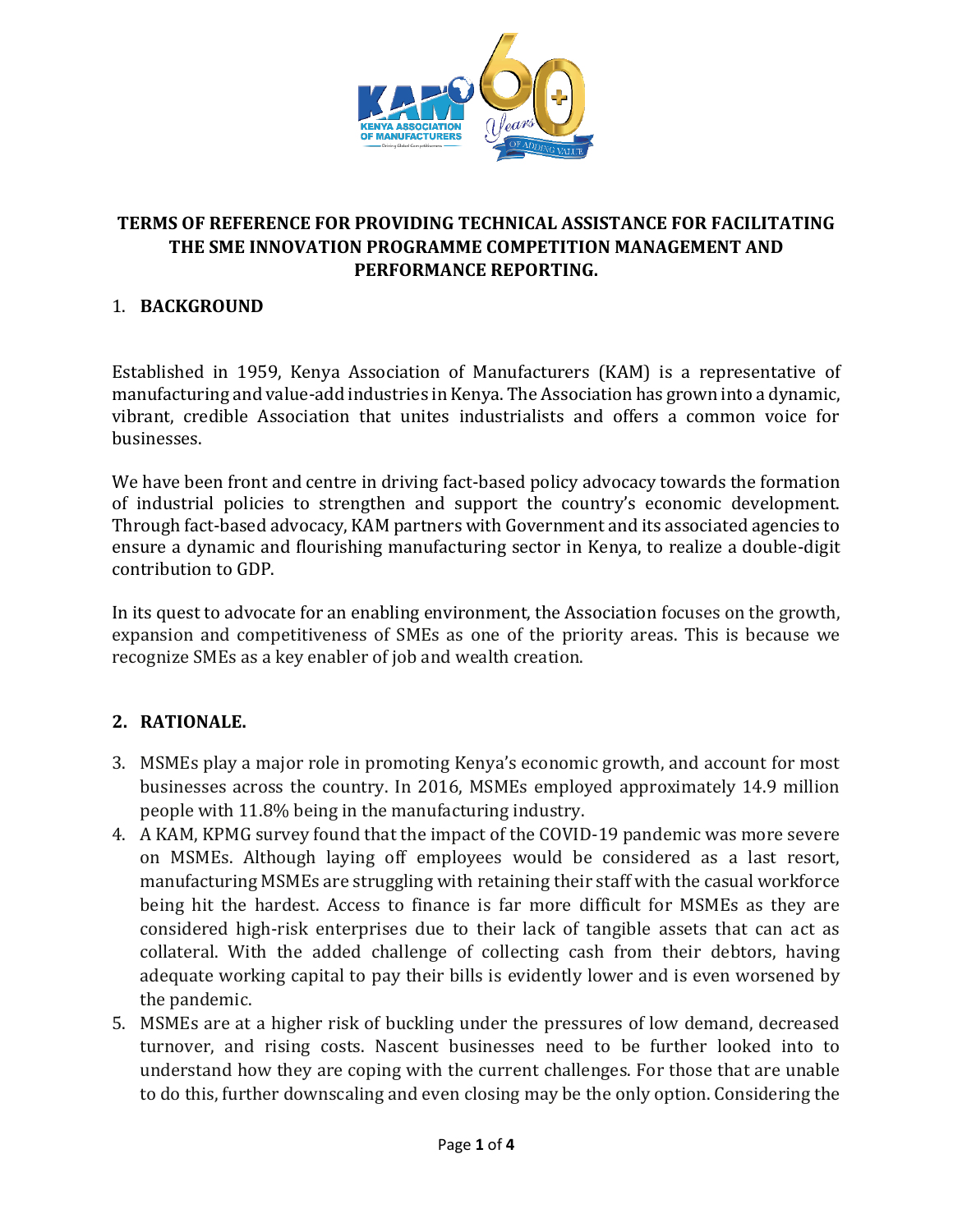# TERMS OF REFERENCE FOR PROVIDING TECHNICAL ASSISTANCE FOR FACILITATING THE SME INNOVATION PROGRAMME COMPETITION MANAGEMENT AND PERFORMANCE REPORTING.

## 1. BACKGROUND

Established in 1959, Kenya Association of Manufacturers (KAM) is a representative of manufacturing and value-add industries in Kenya. The Association has grown into a dynamic, vibrant, credible Association that unites industrialists and offers a common voice for businesses.

We have been front and centre in driving fact-based policy advocacy towards the formation of industrial policies to strengthen and support the country's economic development. Through fact-based advocacy, KAM partners with Government and its associated agencies to ensure a dynamic and flourishing manufacturing sector in Kenya, to realize a double-digit contribution to GDP.

In its quest to advocate for an enabling environment, the Association focuses on the growth, expansion and competitiveness of SMEs as one of the priority areas. This is because we recognize SMEs as a key enabler of job and wealth creation.

## 2. RATIONALE.

3. MSMEs play a major role in promoting Kenya's economic growth, and account for most businesses across the country. In 2016, MSMEs employed approximately 14.9 million people with 11.8% being in the manufacturing industry.
4. A KAM, KPMG survey found that the impact of the COVID-19 pandemic was more severe on MSMEs. Although laying off employees would be considered as a last resort, manufacturing MSMEs are struggling with retaining their staff with the casual workforce being hit the hardest. Access to finance is far more difficult for MSMEs as they are considered high-risk enterprises due to their lack of tangible assets that can act as collateral. With the added challenge of collecting cash from their debtors, having adequate working capital to pay their bills is evidently lower and is even worsened by the pandemic.
5. MSMEs are at a higher risk of buckling under the pressures of low demand, decreased turnover, and rising costs. Nascent businesses need to be further looked into to understand how they are coping with the current challenges. For those that are unable to do this, further downscaling and even closing may be the only option. Considering the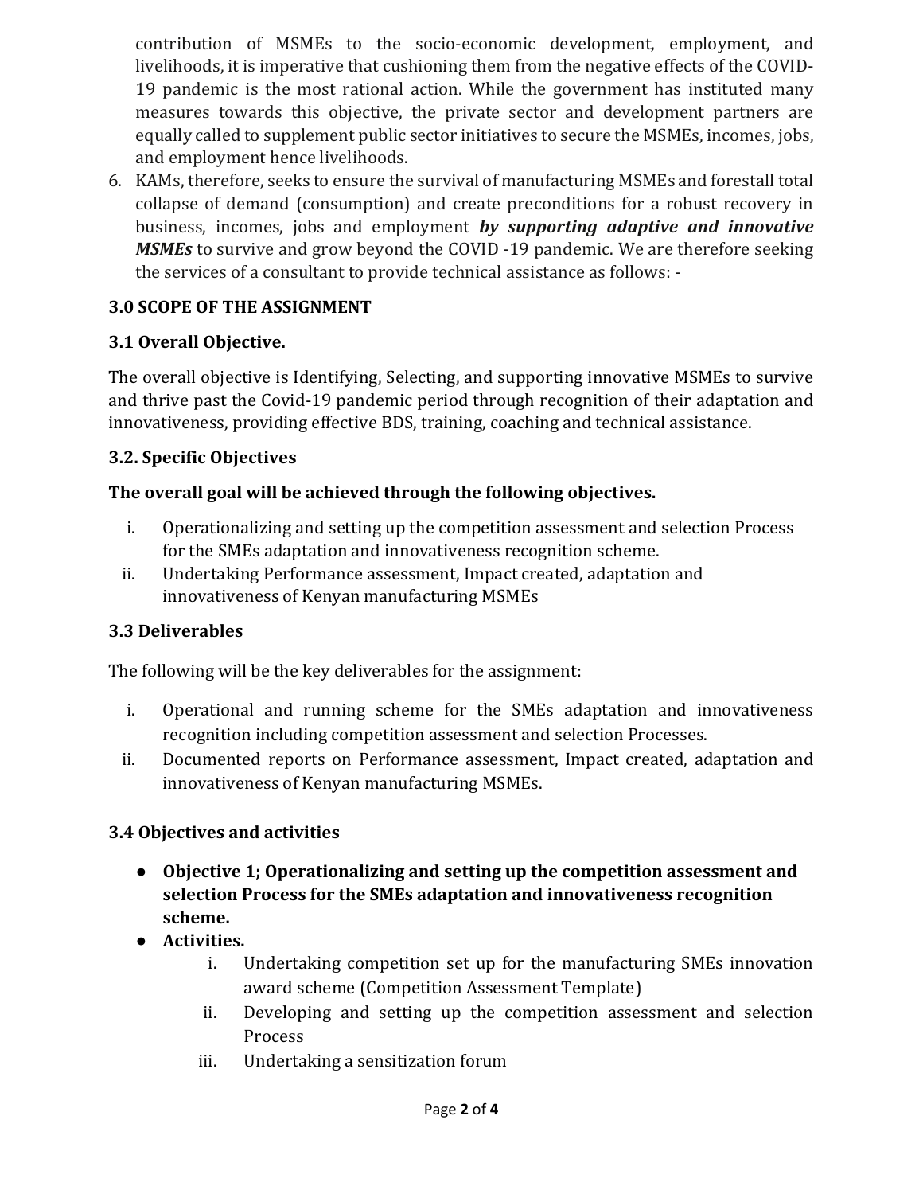contribution of MSMEs to the socio-economic development, employment, and livelihoods, it is imperative that cushioning them from the negative effects of the COVID-19 pandemic is the most rational action. While the government has instituted many measures towards this objective, the private sector and development partners are equally called to supplement public sector initiatives to secure the MSMEs, incomes, jobs, and employment hence livelihoods.

6. KAMs, therefore, seeks to ensure the survival of manufacturing MSMEs and forestall total collapse of demand (consumption) and create preconditions for a robust recovery in business, incomes, jobs and employment ***by supporting adaptive and innovative MSMEs*** to survive and grow beyond the COVID -19 pandemic. We are therefore seeking the services of a consultant to provide technical assistance as follows: -

### 3.0 SCOPE OF THE ASSIGNMENT

### 3.1 Overall Objective.

The overall objective is Identifying, Selecting, and supporting innovative MSMEs to survive and thrive past the Covid-19 pandemic period through recognition of their adaptation and innovativeness, providing effective BDS, training, coaching and technical assistance.

### 3.2. Specific Objectives

**The overall goal will be achieved through the following objectives.**

i. Operationalizing and setting up the competition assessment and selection Process for the SMEs adaptation and innovativeness recognition scheme.
ii. Undertaking Performance assessment, Impact created, adaptation and innovativeness of Kenyan manufacturing MSMEs

### 3.3 Deliverables

The following will be the key deliverables for the assignment:

i. Operational and running scheme for the SMEs adaptation and innovativeness recognition including competition assessment and selection Processes.
ii. Documented reports on Performance assessment, Impact created, adaptation and innovativeness of Kenyan manufacturing MSMEs.

### 3.4 Objectives and activities

- **Objective 1; Operationalizing and setting up the competition assessment and selection Process for the SMEs adaptation and innovativeness recognition scheme.**
- **Activities.**
  i. Undertaking competition set up for the manufacturing SMEs innovation award scheme (Competition Assessment Template)
  ii. Developing and setting up the competition assessment and selection Process
  iii. Undertaking a sensitization forum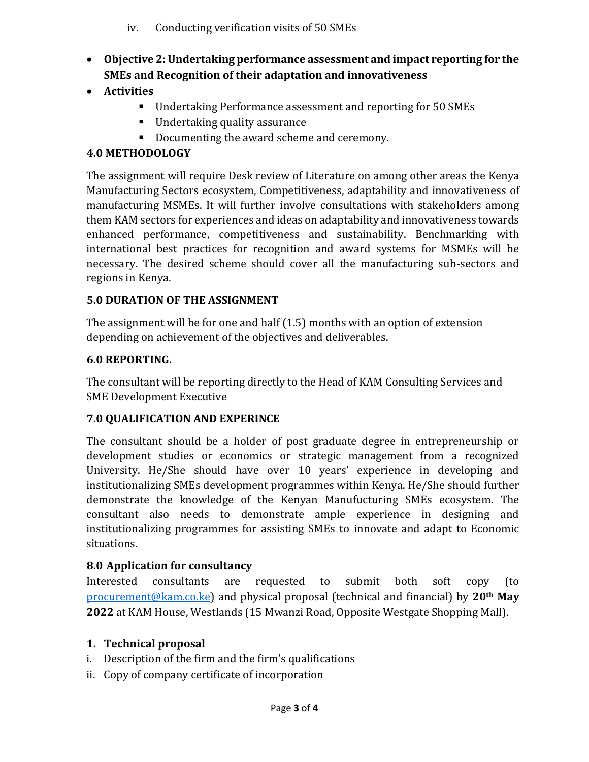iv. Conducting verification visits of 50 SMEs

- **Objective 2: Undertaking performance assessment and impact reporting for the SMEs and Recognition of their adaptation and innovativeness**
- **Activities**
  - Undertaking Performance assessment and reporting for 50 SMEs
  - Undertaking quality assurance
  - Documenting the award scheme and ceremony.

### 4.0 METHODOLOGY

The assignment will require Desk review of Literature on among other areas the Kenya Manufacturing Sectors ecosystem, Competitiveness, adaptability and innovativeness of manufacturing MSMEs. It will further involve consultations with stakeholders among them KAM sectors for experiences and ideas on adaptability and innovativeness towards enhanced performance, competitiveness and sustainability. Benchmarking with international best practices for recognition and award systems for MSMEs will be necessary. The desired scheme should cover all the manufacturing sub-sectors and regions in Kenya.

### 5.0 DURATION OF THE ASSIGNMENT

The assignment will be for one and half (1.5) months with an option of extension depending on achievement of the objectives and deliverables.

### 6.0 REPORTING.

The consultant will be reporting directly to the Head of KAM Consulting Services and SME Development Executive

### 7.0 QUALIFICATION AND EXPERINCE

The consultant should be a holder of post graduate degree in entrepreneurship or development studies or economics or strategic management from a recognized University. He/She should have over 10 years' experience in developing and institutionalizing SMEs development programmes within Kenya. He/She should further demonstrate the knowledge of the Kenyan Manufucturing SMEs ecosystem. The consultant also needs to demonstrate ample experience in designing and institutionalizing programmes for assisting SMEs to innovate and adapt to Economic situations.

### 8.0 Application for consultancy

Interested consultants are requested to submit both soft copy (to procurement@kam.co.ke) and physical proposal (technical and financial) by **20th May 2022** at KAM House, Westlands (15 Mwanzi Road, Opposite Westgate Shopping Mall).

1. **Technical proposal**

i. Description of the firm and the firm's qualifications
ii. Copy of company certificate of incorporation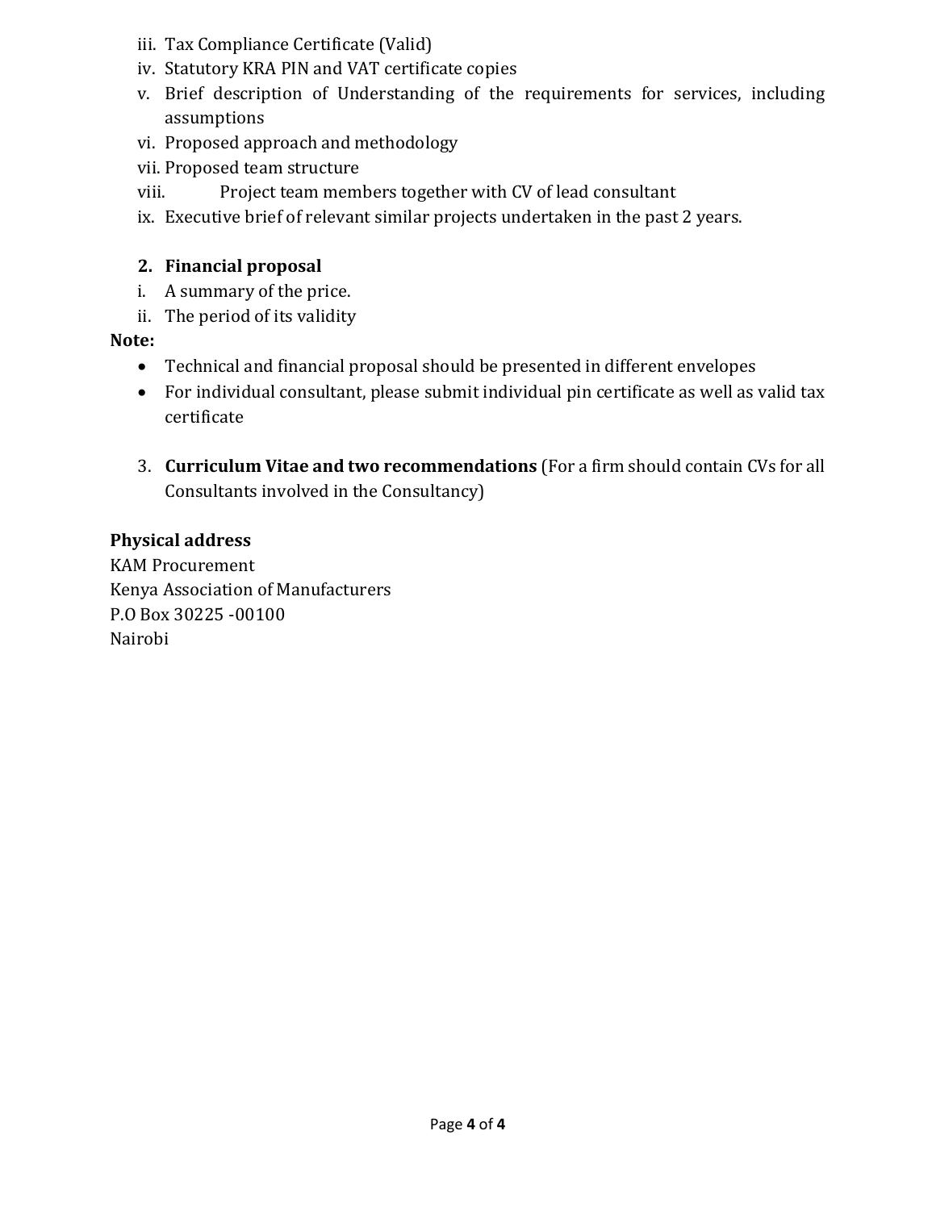iii. Tax Compliance Certificate (Valid)
iv. Statutory KRA PIN and VAT certificate copies
v. Brief description of Understanding of the requirements for services, including assumptions
vi. Proposed approach and methodology
vii. Proposed team structure
viii. Project team members together with CV of lead consultant
ix. Executive brief of relevant similar projects undertaken in the past 2 years.

2. **Financial proposal**
   i. A summary of the price.
   ii. The period of its validity

**Note:**

- Technical and financial proposal should be presented in different envelopes
- For individual consultant, please submit individual pin certificate as well as valid tax certificate

3. **Curriculum Vitae and two recommendations** (For a firm should contain CVs for all Consultants involved in the Consultancy)

**Physical address**

KAM Procurement
Kenya Association of Manufacturers
P.O Box 30225 -00100
Nairobi